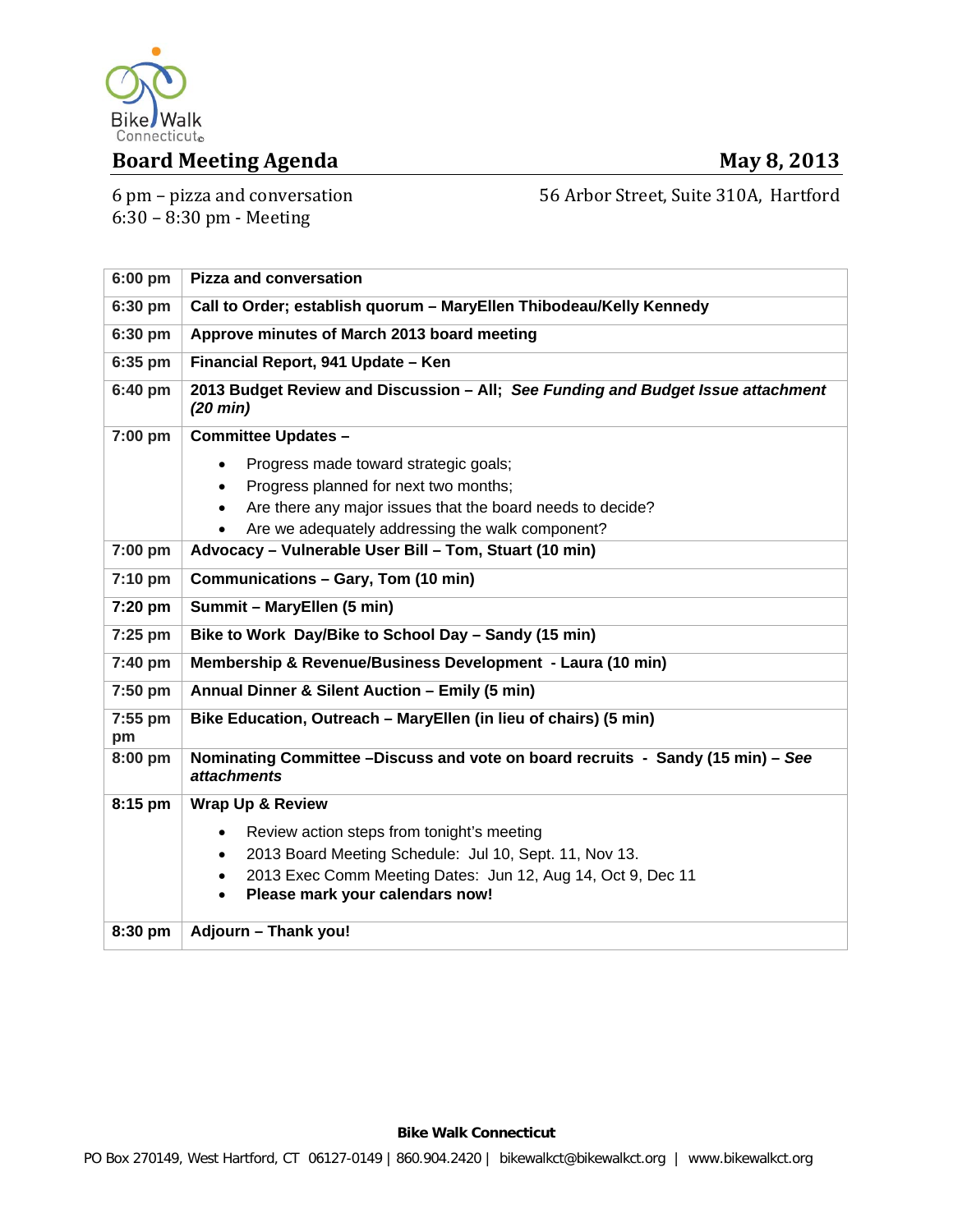Bike Walk Connecticut

## Board Meeting Agenda

**May 8, 2013**

6 pm – pizza and conversation
6:30 – 8:30 pm - Meeting

56 Arbor Street, Suite 310A, Hartford

| Time | Item |
|---|---|
| **6:00 pm** | **Pizza and conversation** |
| **6:30 pm** | **Call to Order; establish quorum – MaryEllen Thibodeau/Kelly Kennedy** |
| **6:30 pm** | **Approve minutes of March 2013 board meeting** |
| **6:35 pm** | **Financial Report, 941 Update – Ken** |
| **6:40 pm** | **2013 Budget Review and Discussion – All;** ***See Funding and Budget Issue attachment (20 min)*** |
| **7:00 pm** | **Committee Updates –** <br>• Progress made toward strategic goals;<br>• Progress planned for next two months;<br>• Are there any major issues that the board needs to decide?<br>• Are we adequately addressing the walk component? |
| **7:00 pm** | **Advocacy – Vulnerable User Bill – Tom, Stuart (10 min)** |
| **7:10 pm** | **Communications – Gary, Tom (10 min)** |
| **7:20 pm** | **Summit – MaryEllen (5 min)** |
| **7:25 pm** | **Bike to Work Day/Bike to School Day – Sandy (15 min)** |
| **7:40 pm** | **Membership & Revenue/Business Development - Laura (10 min)** |
| **7:50 pm** | **Annual Dinner & Silent Auction – Emily (5 min)** |
| **7:55 pm pm** | **Bike Education, Outreach – MaryEllen (in lieu of chairs) (5 min)** |
| **8:00 pm** | **Nominating Committee –Discuss and vote on board recruits - Sandy (15 min) –** ***See attachments*** |
| **8:15 pm** | **Wrap Up & Review**<br>• Review action steps from tonight's meeting<br>• 2013 Board Meeting Schedule: Jul 10, Sept. 11, Nov 13.<br>• 2013 Exec Comm Meeting Dates: Jun 12, Aug 14, Oct 9, Dec 11<br>• **Please mark your calendars now!** |
| **8:30 pm** | **Adjourn – Thank you!** |

**Bike Walk Connecticut**

PO Box 270149, West Hartford, CT 06127-0149 | 860.904.2420 | bikewalkct@bikewalkct.org | www.bikewalkct.org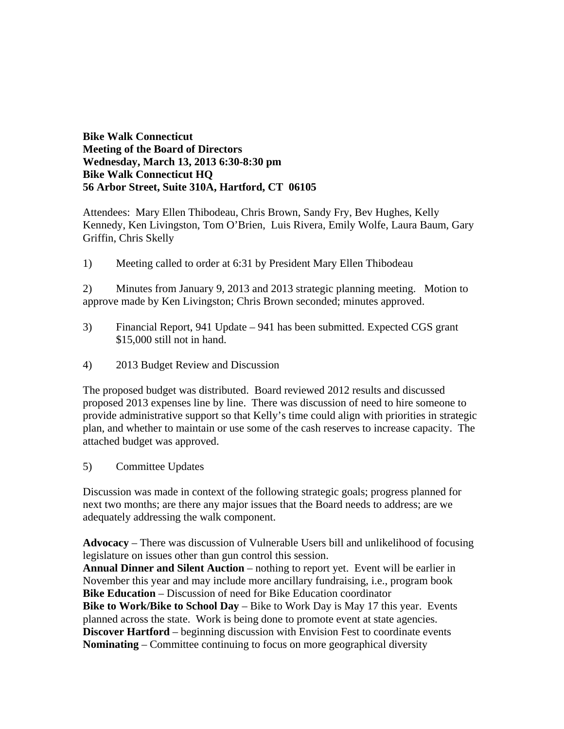**Bike Walk Connecticut**
**Meeting of the Board of Directors**
**Wednesday, March 13, 2013 6:30-8:30 pm**
**Bike Walk Connecticut HQ**
**56 Arbor Street, Suite 310A, Hartford, CT 06105**

Attendees: Mary Ellen Thibodeau, Chris Brown, Sandy Fry, Bev Hughes, Kelly Kennedy, Ken Livingston, Tom O'Brien, Luis Rivera, Emily Wolfe, Laura Baum, Gary Griffin, Chris Skelly

1) Meeting called to order at 6:31 by President Mary Ellen Thibodeau

2) Minutes from January 9, 2013 and 2013 strategic planning meeting. Motion to approve made by Ken Livingston; Chris Brown seconded; minutes approved.

3) Financial Report, 941 Update – 941 has been submitted. Expected CGS grant $15,000 still not in hand.

4) 2013 Budget Review and Discussion

The proposed budget was distributed. Board reviewed 2012 results and discussed proposed 2013 expenses line by line. There was discussion of need to hire someone to provide administrative support so that Kelly's time could align with priorities in strategic plan, and whether to maintain or use some of the cash reserves to increase capacity. The attached budget was approved.

5) Committee Updates

Discussion was made in context of the following strategic goals; progress planned for next two months; are there any major issues that the Board needs to address; are we adequately addressing the walk component.

**Advocacy** – There was discussion of Vulnerable Users bill and unlikelihood of focusing legislature on issues other than gun control this session.
**Annual Dinner and Silent Auction** – nothing to report yet. Event will be earlier in November this year and may include more ancillary fundraising, i.e., program book
**Bike Education** – Discussion of need for Bike Education coordinator
**Bike to Work/Bike to School Day** – Bike to Work Day is May 17 this year. Events planned across the state. Work is being done to promote event at state agencies.
**Discover Hartford** – beginning discussion with Envision Fest to coordinate events
**Nominating** – Committee continuing to focus on more geographical diversity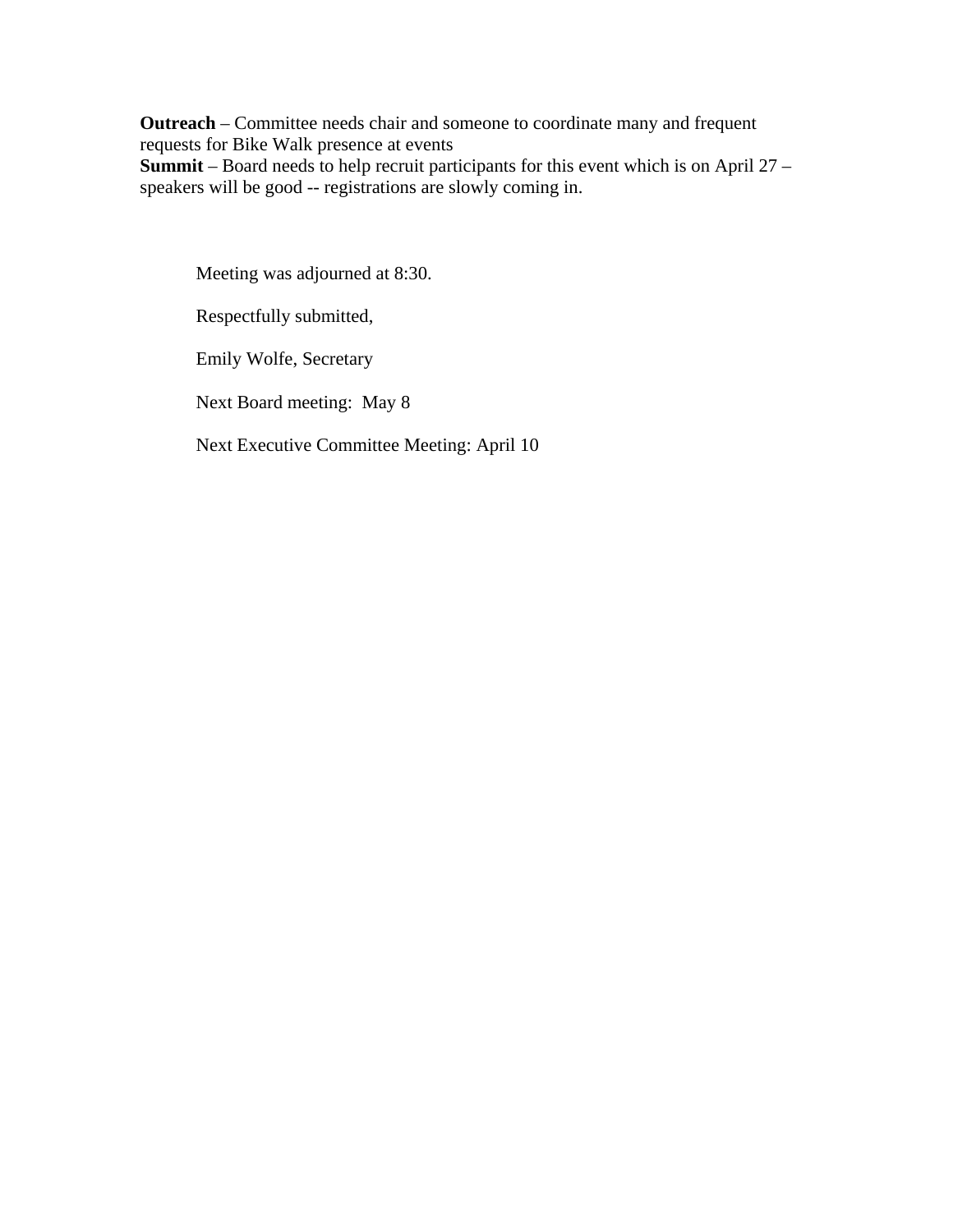**Outreach** – Committee needs chair and someone to coordinate many and frequent requests for Bike Walk presence at events
**Summit** – Board needs to help recruit participants for this event which is on April 27 – speakers will be good -- registrations are slowly coming in.

Meeting was adjourned at 8:30.

Respectfully submitted,

Emily Wolfe, Secretary

Next Board meeting: May 8

Next Executive Committee Meeting: April 10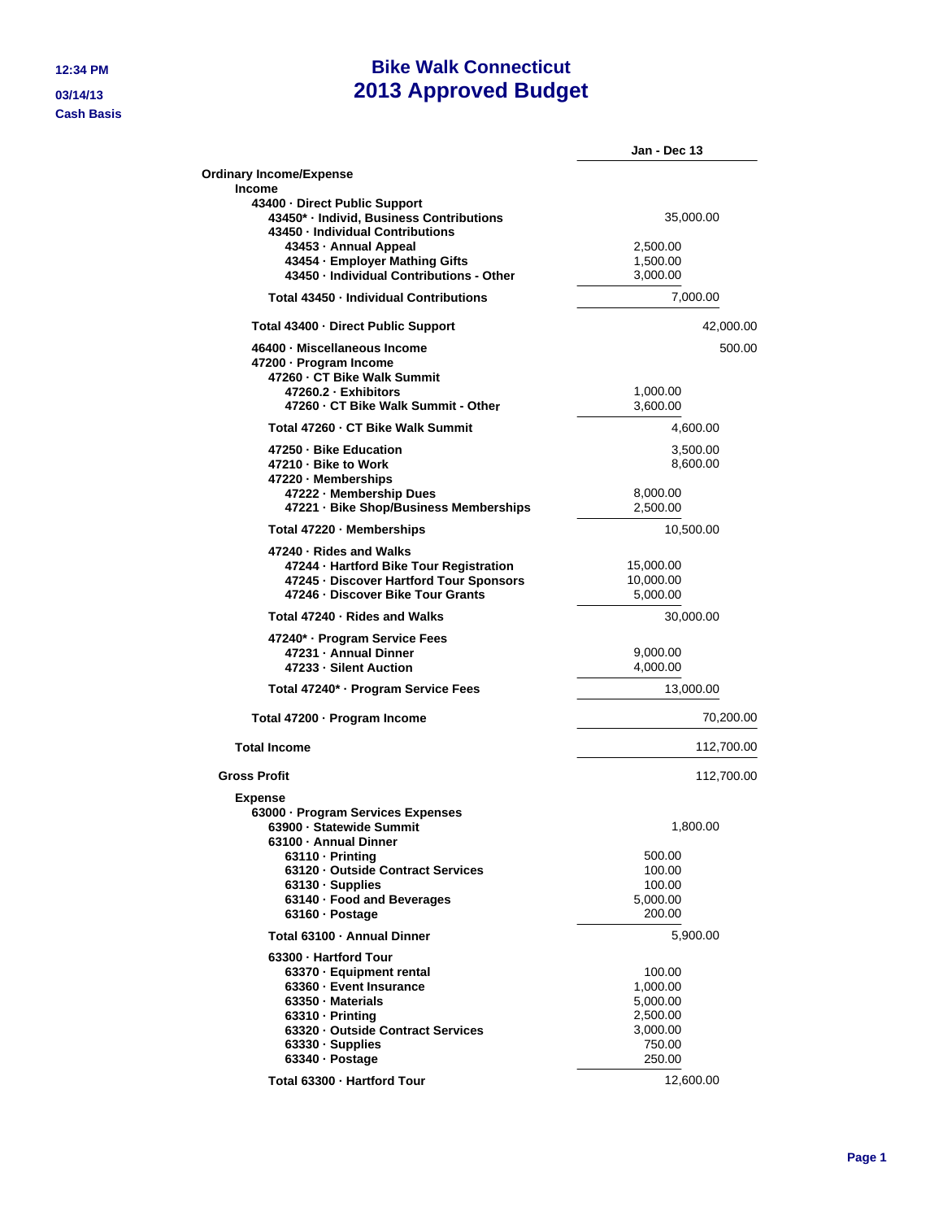12:34 PM

03/14/13

Cash Basis

# Bike Walk Connecticut
# 2013 Approved Budget

| | Jan - Dec 13 | | |
|---|---|---|---|
| **Ordinary Income/Expense** | | | |
| **Income** | | | |
| **43400 · Direct Public Support** | | | |
| **43450* · Individ, Business Contributions** | | 35,000.00 | |
| **43450 · Individual Contributions** | | | |
| **43453 · Annual Appeal** | 2,500.00 | | |
| **43454 · Employer Mathing Gifts** | 1,500.00 | | |
| **43450 · Individual Contributions - Other** | 3,000.00 | | |
| **Total 43450 · Individual Contributions** | | 7,000.00 | |
| **Total 43400 · Direct Public Support** | | | 42,000.00 |
| **46400 · Miscellaneous Income** | | | 500.00 |
| **47200 · Program Income** | | | |
| **47260 · CT Bike Walk Summit** | | | |
| **47260.2 · Exhibitors** | 1,000.00 | | |
| **47260 · CT Bike Walk Summit - Other** | 3,600.00 | | |
| **Total 47260 · CT Bike Walk Summit** | | 4,600.00 | |
| **47250 · Bike Education** | | 3,500.00 | |
| **47210 · Bike to Work** | | 8,600.00 | |
| **47220 · Memberships** | | | |
| **47222 · Membership Dues** | 8,000.00 | | |
| **47221 · Bike Shop/Business Memberships** | 2,500.00 | | |
| **Total 47220 · Memberships** | | 10,500.00 | |
| **47240 · Rides and Walks** | | | |
| **47244 · Hartford Bike Tour Registration** | 15,000.00 | | |
| **47245 · Discover Hartford Tour Sponsors** | 10,000.00 | | |
| **47246 · Discover Bike Tour Grants** | 5,000.00 | | |
| **Total 47240 · Rides and Walks** | | 30,000.00 | |
| **47240* · Program Service Fees** | | | |
| **47231 · Annual Dinner** | 9,000.00 | | |
| **47233 · Silent Auction** | 4,000.00 | | |
| **Total 47240* · Program Service Fees** | | 13,000.00 | |
| **Total 47200 · Program Income** | | | 70,200.00 |
| **Total Income** | | | 112,700.00 |
| **Gross Profit** | | | 112,700.00 |
| **Expense** | | | |
| **63000 · Program Services Expenses** | | | |
| **63900 · Statewide Summit** | | 1,800.00 | |
| **63100 · Annual Dinner** | | | |
| **63110 · Printing** | 500.00 | | |
| **63120 · Outside Contract Services** | 100.00 | | |
| **63130 · Supplies** | 100.00 | | |
| **63140 · Food and Beverages** | 5,000.00 | | |
| **63160 · Postage** | 200.00 | | |
| **Total 63100 · Annual Dinner** | | 5,900.00 | |
| **63300 · Hartford Tour** | | | |
| **63370 · Equipment rental** | 100.00 | | |
| **63360 · Event Insurance** | 1,000.00 | | |
| **63350 · Materials** | 5,000.00 | | |
| **63310 · Printing** | 2,500.00 | | |
| **63320 · Outside Contract Services** | 3,000.00 | | |
| **63330 · Supplies** | 750.00 | | |
| **63340 · Postage** | 250.00 | | |
| **Total 63300 · Hartford Tour** | | 12,600.00 | |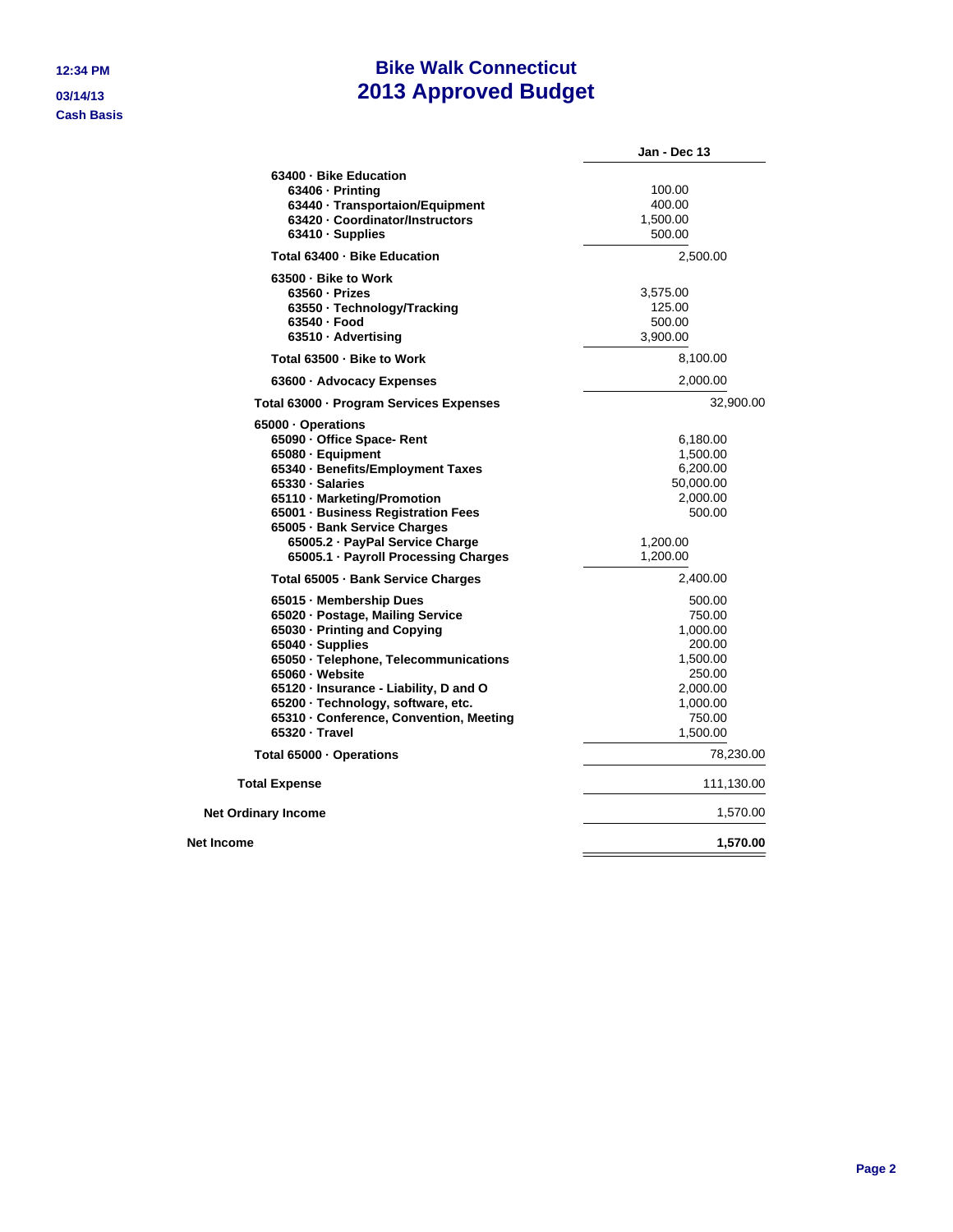12:34 PM
03/14/13
**Cash Basis**

# Bike Walk Connecticut
## 2013 Approved Budget

| | Jan - Dec 13 |
|---|---|
| 63400 · Bike Education | |
| 63406 · Printing | 100.00 |
| 63440 · Transportaion/Equipment | 400.00 |
| 63420 · Coordinator/Instructors | 1,500.00 |
| 63410 · Supplies | 500.00 |
| Total 63400 · Bike Education | 2,500.00 |
| 63500 · Bike to Work | |
| 63560 · Prizes | 3,575.00 |
| 63550 · Technology/Tracking | 125.00 |
| 63540 · Food | 500.00 |
| 63510 · Advertising | 3,900.00 |
| Total 63500 · Bike to Work | 8,100.00 |
| 63600 · Advocacy Expenses | 2,000.00 |
| Total 63000 · Program Services Expenses | 32,900.00 |
| 65000 · Operations | |
| 65090 · Office Space- Rent | 6,180.00 |
| 65080 · Equipment | 1,500.00 |
| 65340 · Benefits/Employment Taxes | 6,200.00 |
| 65330 · Salaries | 50,000.00 |
| 65110 · Marketing/Promotion | 2,000.00 |
| 65001 · Business Registration Fees | 500.00 |
| 65005 · Bank Service Charges | |
| 65005.2 · PayPal Service Charge | 1,200.00 |
| 65005.1 · Payroll Processing Charges | 1,200.00 |
| Total 65005 · Bank Service Charges | 2,400.00 |
| 65015 · Membership Dues | 500.00 |
| 65020 · Postage, Mailing Service | 750.00 |
| 65030 · Printing and Copying | 1,000.00 |
| 65040 · Supplies | 200.00 |
| 65050 · Telephone, Telecommunications | 1,500.00 |
| 65060 · Website | 250.00 |
| 65120 · Insurance - Liability, D and O | 2,000.00 |
| 65200 · Technology, software, etc. | 1,000.00 |
| 65310 · Conference, Convention, Meeting | 750.00 |
| 65320 · Travel | 1,500.00 |
| Total 65000 · Operations | 78,230.00 |
| Total Expense | 111,130.00 |
| Net Ordinary Income | 1,570.00 |
| **Net Income** | **1,570.00** |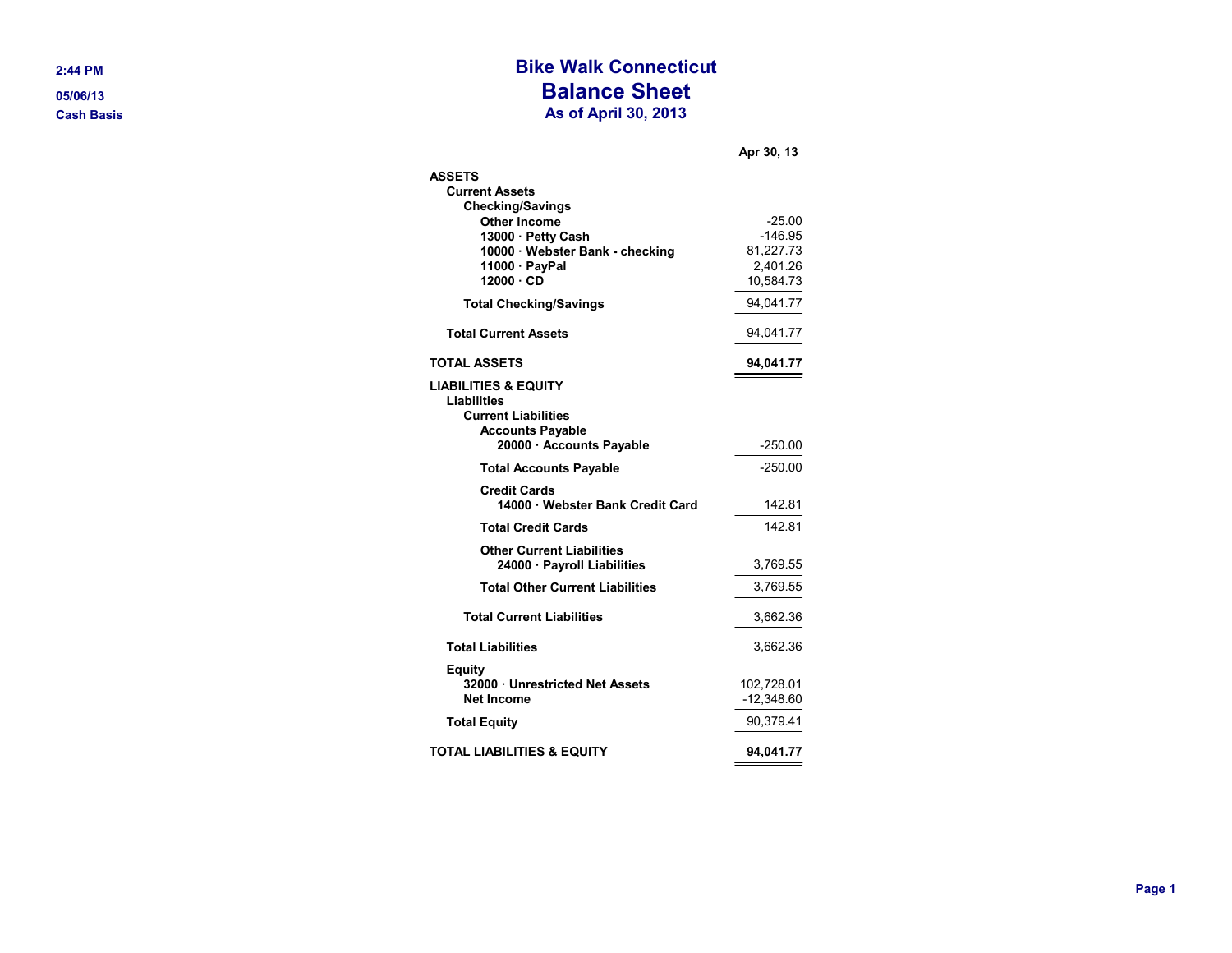2:44 PM

05/06/13

Cash Basis

# Bike Walk Connecticut
## Balance Sheet
### As of April 30, 2013

| | Apr 30, 13 |
|---|---|
| **ASSETS** | |
| **Current Assets** | |
| **Checking/Savings** | |
| **Other Income** | -25.00 |
| **13000 · Petty Cash** | -146.95 |
| **10000 · Webster Bank - checking** | 81,227.73 |
| **11000 · PayPal** | 2,401.26 |
| **12000 · CD** | 10,584.73 |
| **Total Checking/Savings** | 94,041.77 |
| **Total Current Assets** | 94,041.77 |
| **TOTAL ASSETS** | **94,041.77** |
| **LIABILITIES & EQUITY** | |
| **Liabilities** | |
| **Current Liabilities** | |
| **Accounts Payable** | |
| **20000 · Accounts Payable** | -250.00 |
| **Total Accounts Payable** | -250.00 |
| **Credit Cards** | |
| **14000 · Webster Bank Credit Card** | 142.81 |
| **Total Credit Cards** | 142.81 |
| **Other Current Liabilities** | |
| **24000 · Payroll Liabilities** | 3,769.55 |
| **Total Other Current Liabilities** | 3,769.55 |
| **Total Current Liabilities** | 3,662.36 |
| **Total Liabilities** | 3,662.36 |
| **Equity** | |
| **32000 · Unrestricted Net Assets** | 102,728.01 |
| **Net Income** | -12,348.60 |
| **Total Equity** | 90,379.41 |
| **TOTAL LIABILITIES & EQUITY** | **94,041.77** |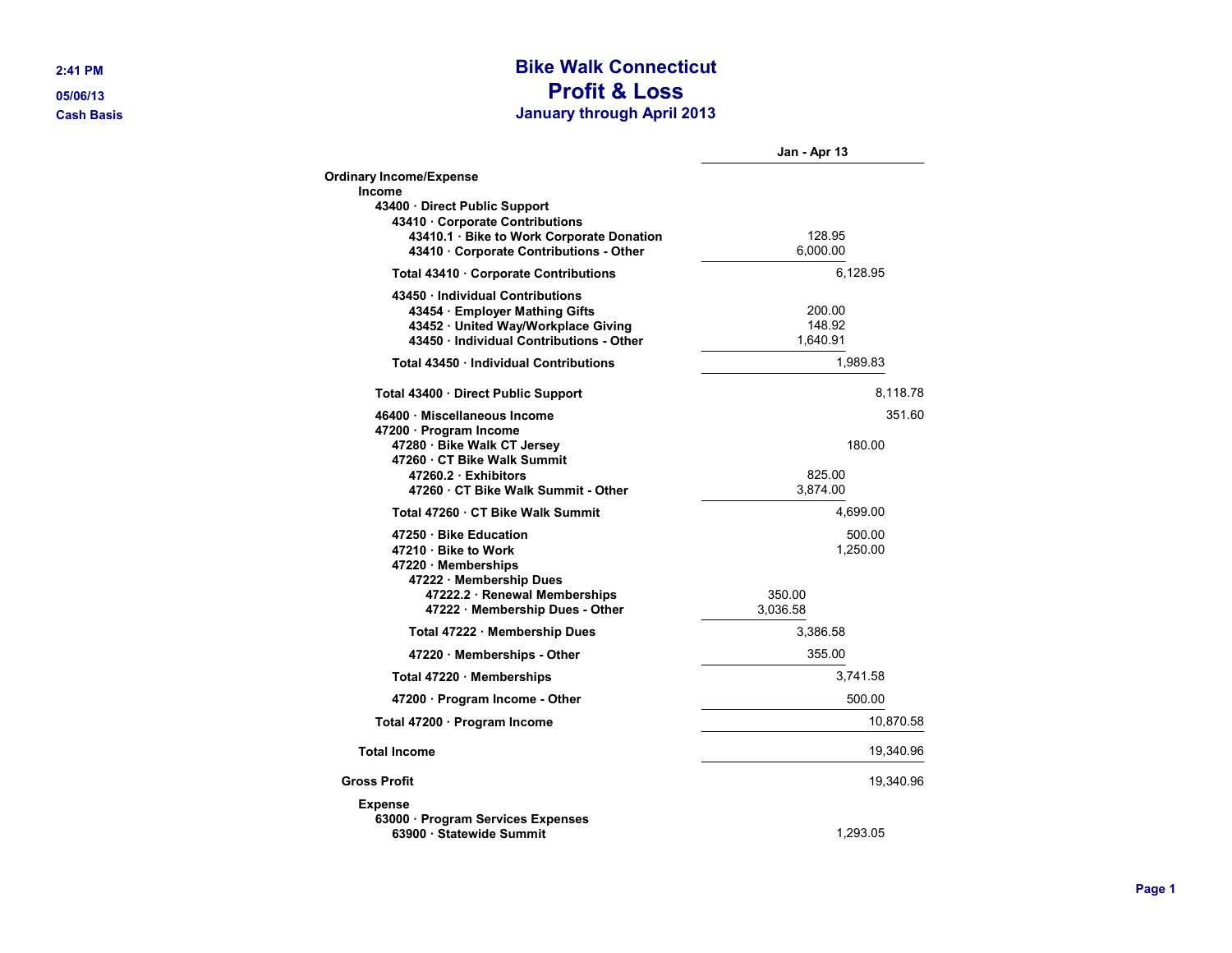# Bike Walk Connecticut
## Profit & Loss
### January through April 2013

2:41 PM
05/06/13
Cash Basis

| | Jan - Apr 13 | | | |
|---|---|---|---|---|
| **Ordinary Income/Expense** | | | | |
| **Income** | | | | |
| **43400 · Direct Public Support** | | | | |
| **43410 · Corporate Contributions** | | | | |
| 43410.1 · Bike to Work Corporate Donation | | 128.95 | | |
| 43410 · Corporate Contributions - Other | | 6,000.00 | | |
| **Total 43410 · Corporate Contributions** | | | 6,128.95 | |
| **43450 · Individual Contributions** | | | | |
| 43454 · Employer Mathing Gifts | | 200.00 | | |
| 43452 · United Way/Workplace Giving | | 148.92 | | |
| 43450 · Individual Contributions - Other | | 1,640.91 | | |
| **Total 43450 · Individual Contributions** | | | 1,989.83 | |
| **Total 43400 · Direct Public Support** | | | | 8,118.78 |
| 46400 · Miscellaneous Income | | | | 351.60 |
| **47200 · Program Income** | | | | |
| 47280 · Bike Walk CT Jersey | | | 180.00 | |
| **47260 · CT Bike Walk Summit** | | | | |
| 47260.2 · Exhibitors | | 825.00 | | |
| 47260 · CT Bike Walk Summit - Other | | 3,874.00 | | |
| **Total 47260 · CT Bike Walk Summit** | | | 4,699.00 | |
| 47250 · Bike Education | | | 500.00 | |
| 47210 · Bike to Work | | | 1,250.00 | |
| **47220 · Memberships** | | | | |
| **47222 · Membership Dues** | | | | |
| 47222.2 · Renewal Memberships | 350.00 | | | |
| 47222 · Membership Dues - Other | 3,036.58 | | | |
| **Total 47222 · Membership Dues** | | 3,386.58 | | |
| 47220 · Memberships - Other | | 355.00 | | |
| **Total 47220 · Memberships** | | | 3,741.58 | |
| 47200 · Program Income - Other | | | 500.00 | |
| **Total 47200 · Program Income** | | | | 10,870.58 |
| **Total Income** | | | | 19,340.96 |
| **Gross Profit** | | | | 19,340.96 |
| **Expense** | | | | |
| **63000 · Program Services Expenses** | | | | |
| 63900 · Statewide Summit | | | 1,293.05 | |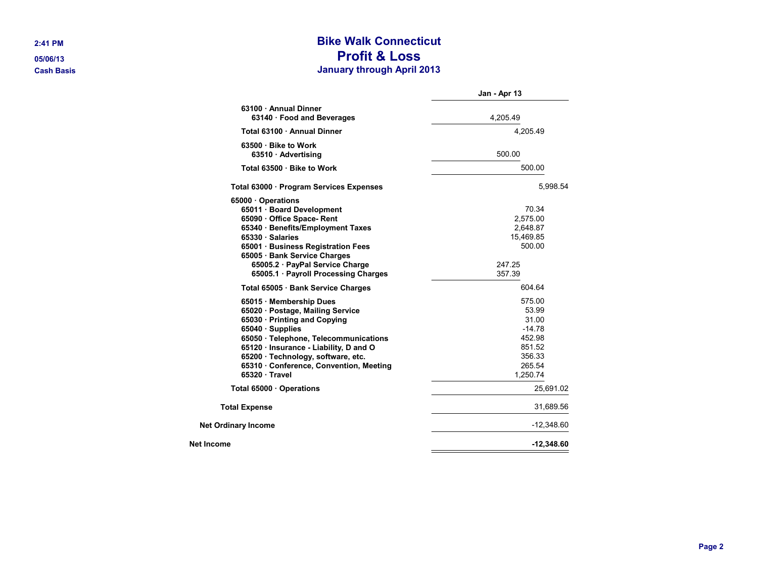# Bike Walk Connecticut
## Profit & Loss
### January through April 2013

2:41 PM
05/06/13
Cash Basis

| | | Jan - Apr 13 | |
|---|---|---|---|
| 63100 · Annual Dinner | | | |
| 63140 · Food and Beverages | 4,205.49 | | |
| Total 63100 · Annual Dinner | | 4,205.49 | |
| 63500 · Bike to Work | | | |
| 63510 · Advertising | 500.00 | | |
| Total 63500 · Bike to Work | | 500.00 | |
| Total 63000 · Program Services Expenses | | | 5,998.54 |
| 65000 · Operations | | | |
| 65011 · Board Development | | 70.34 | |
| 65090 · Office Space- Rent | | 2,575.00 | |
| 65340 · Benefits/Employment Taxes | | 2,648.87 | |
| 65330 · Salaries | | 15,469.85 | |
| 65001 · Business Registration Fees | | 500.00 | |
| 65005 · Bank Service Charges | | | |
| 65005.2 · PayPal Service Charge | 247.25 | | |
| 65005.1 · Payroll Processing Charges | 357.39 | | |
| Total 65005 · Bank Service Charges | | 604.64 | |
| 65015 · Membership Dues | | 575.00 | |
| 65020 · Postage, Mailing Service | | 53.99 | |
| 65030 · Printing and Copying | | 31.00 | |
| 65040 · Supplies | | -14.78 | |
| 65050 · Telephone, Telecommunications | | 452.98 | |
| 65120 · Insurance - Liability, D and O | | 851.52 | |
| 65200 · Technology, software, etc. | | 356.33 | |
| 65310 · Conference, Convention, Meeting | | 265.54 | |
| 65320 · Travel | | 1,250.74 | |
| Total 65000 · Operations | | | 25,691.02 |
| Total Expense | | | 31,689.56 |
| Net Ordinary Income | | | -12,348.60 |
| **Net Income** | | | **-12,348.60** |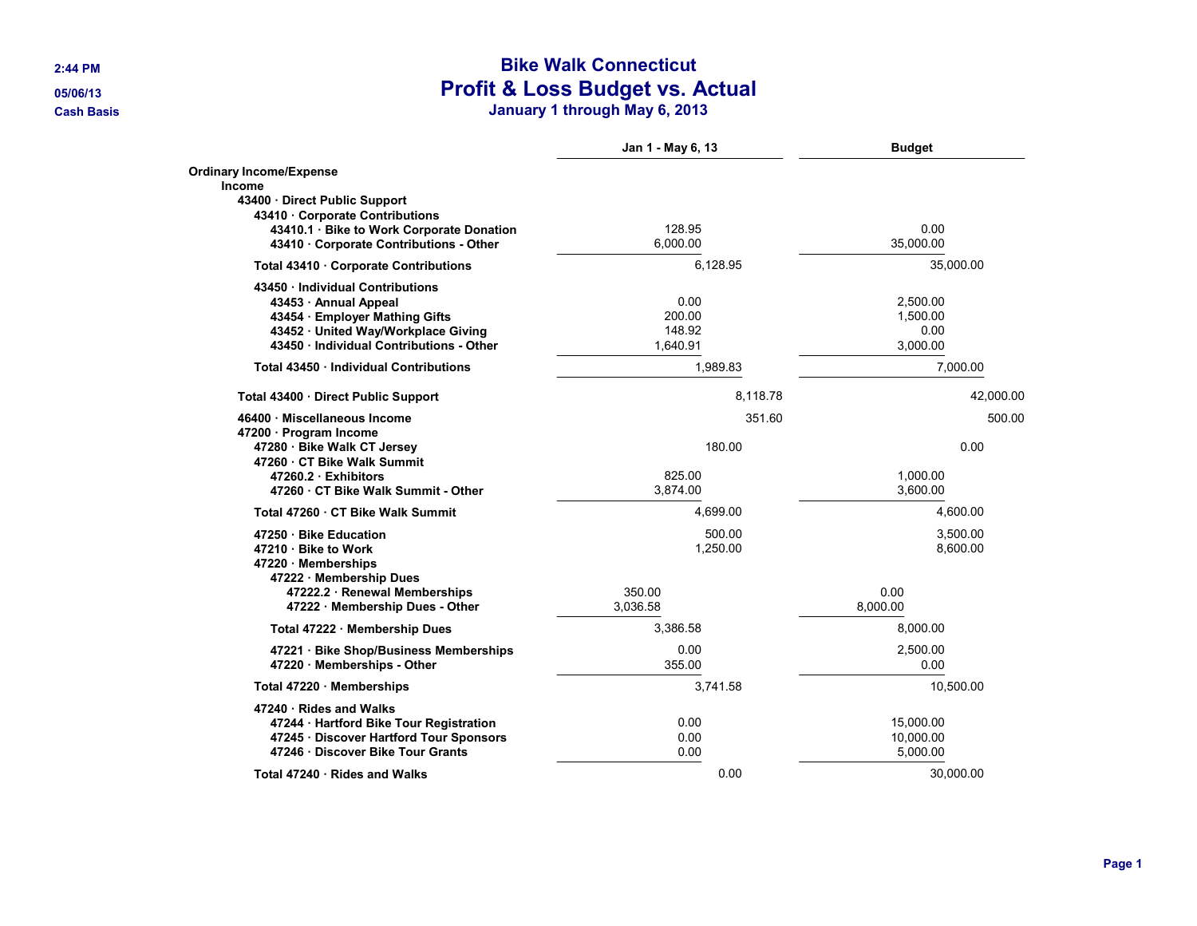# Bike Walk Connecticut

## Profit & Loss Budget vs. Actual

### January 1 through May 6, 2013

2:44 PM
05/06/13
Cash Basis

| | Jan 1 - May 6, 13 | Budget |
|---|---|---|
| **Ordinary Income/Expense** | | |
| **Income** | | |
| **43400 · Direct Public Support** | | |
| **43410 · Corporate Contributions** | | |
| **43410.1 · Bike to Work Corporate Donation** | 128.95 | 0.00 |
| **43410 · Corporate Contributions - Other** | 6,000.00 | 35,000.00 |
| **Total 43410 · Corporate Contributions** | 6,128.95 | 35,000.00 |
| **43450 · Individual Contributions** | | |
| **43453 · Annual Appeal** | 0.00 | 2,500.00 |
| **43454 · Employer Mathing Gifts** | 200.00 | 1,500.00 |
| **43452 · United Way/Workplace Giving** | 148.92 | 0.00 |
| **43450 · Individual Contributions - Other** | 1,640.91 | 3,000.00 |
| **Total 43450 · Individual Contributions** | 1,989.83 | 7,000.00 |
| **Total 43400 · Direct Public Support** | 8,118.78 | 42,000.00 |
| **46400 · Miscellaneous Income** | 351.60 | 500.00 |
| **47200 · Program Income** | | |
| **47280 · Bike Walk CT Jersey** | 180.00 | 0.00 |
| **47260 · CT Bike Walk Summit** | | |
| **47260.2 · Exhibitors** | 825.00 | 1,000.00 |
| **47260 · CT Bike Walk Summit - Other** | 3,874.00 | 3,600.00 |
| **Total 47260 · CT Bike Walk Summit** | 4,699.00 | 4,600.00 |
| **47250 · Bike Education** | 500.00 | 3,500.00 |
| **47210 · Bike to Work** | 1,250.00 | 8,600.00 |
| **47220 · Memberships** | | |
| **47222 · Membership Dues** | | |
| **47222.2 · Renewal Memberships** | 350.00 | 0.00 |
| **47222 · Membership Dues - Other** | 3,036.58 | 8,000.00 |
| **Total 47222 · Membership Dues** | 3,386.58 | 8,000.00 |
| **47221 · Bike Shop/Business Memberships** | 0.00 | 2,500.00 |
| **47220 · Memberships - Other** | 355.00 | 0.00 |
| **Total 47220 · Memberships** | 3,741.58 | 10,500.00 |
| **47240 · Rides and Walks** | | |
| **47244 · Hartford Bike Tour Registration** | 0.00 | 15,000.00 |
| **47245 · Discover Hartford Tour Sponsors** | 0.00 | 10,000.00 |
| **47246 · Discover Bike Tour Grants** | 0.00 | 5,000.00 |
| **Total 47240 · Rides and Walks** | 0.00 | 30,000.00 |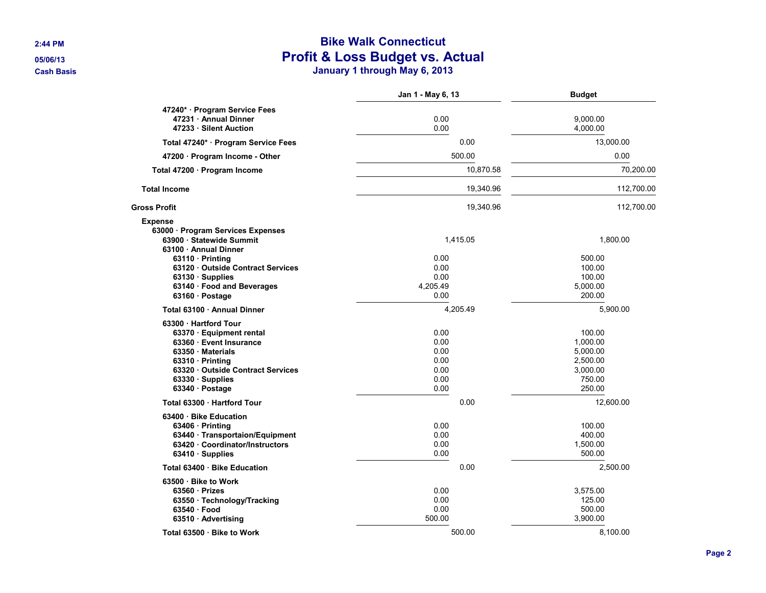# Bike Walk Connecticut

## Profit & Loss Budget vs. Actual

### January 1 through May 6, 2013

2:44 PM
05/06/13
Cash Basis

| | Jan 1 - May 6, 13 | Budget |
|---|---|---|
| 47240* · Program Service Fees | | |
| 47231 · Annual Dinner | 0.00 | 9,000.00 |
| 47233 · Silent Auction | 0.00 | 4,000.00 |
| Total 47240* · Program Service Fees | 0.00 | 13,000.00 |
| 47200 · Program Income - Other | 500.00 | 0.00 |
| Total 47200 · Program Income | 10,870.58 | 70,200.00 |
| Total Income | 19,340.96 | 112,700.00 |
| Gross Profit | 19,340.96 | 112,700.00 |
| Expense | | |
| 63000 · Program Services Expenses | | |
| 63900 · Statewide Summit | 1,415.05 | 1,800.00 |
| 63100 · Annual Dinner | | |
| 63110 · Printing | 0.00 | 500.00 |
| 63120 · Outside Contract Services | 0.00 | 100.00 |
| 63130 · Supplies | 0.00 | 100.00 |
| 63140 · Food and Beverages | 4,205.49 | 5,000.00 |
| 63160 · Postage | 0.00 | 200.00 |
| Total 63100 · Annual Dinner | 4,205.49 | 5,900.00 |
| 63300 · Hartford Tour | | |
| 63370 · Equipment rental | 0.00 | 100.00 |
| 63360 · Event Insurance | 0.00 | 1,000.00 |
| 63350 · Materials | 0.00 | 5,000.00 |
| 63310 · Printing | 0.00 | 2,500.00 |
| 63320 · Outside Contract Services | 0.00 | 3,000.00 |
| 63330 · Supplies | 0.00 | 750.00 |
| 63340 · Postage | 0.00 | 250.00 |
| Total 63300 · Hartford Tour | 0.00 | 12,600.00 |
| 63400 · Bike Education | | |
| 63406 · Printing | 0.00 | 100.00 |
| 63440 · Transportaion/Equipment | 0.00 | 400.00 |
| 63420 · Coordinator/Instructors | 0.00 | 1,500.00 |
| 63410 · Supplies | 0.00 | 500.00 |
| Total 63400 · Bike Education | 0.00 | 2,500.00 |
| 63500 · Bike to Work | | |
| 63560 · Prizes | 0.00 | 3,575.00 |
| 63550 · Technology/Tracking | 0.00 | 125.00 |
| 63540 · Food | 0.00 | 500.00 |
| 63510 · Advertising | 500.00 | 3,900.00 |
| Total 63500 · Bike to Work | 500.00 | 8,100.00 |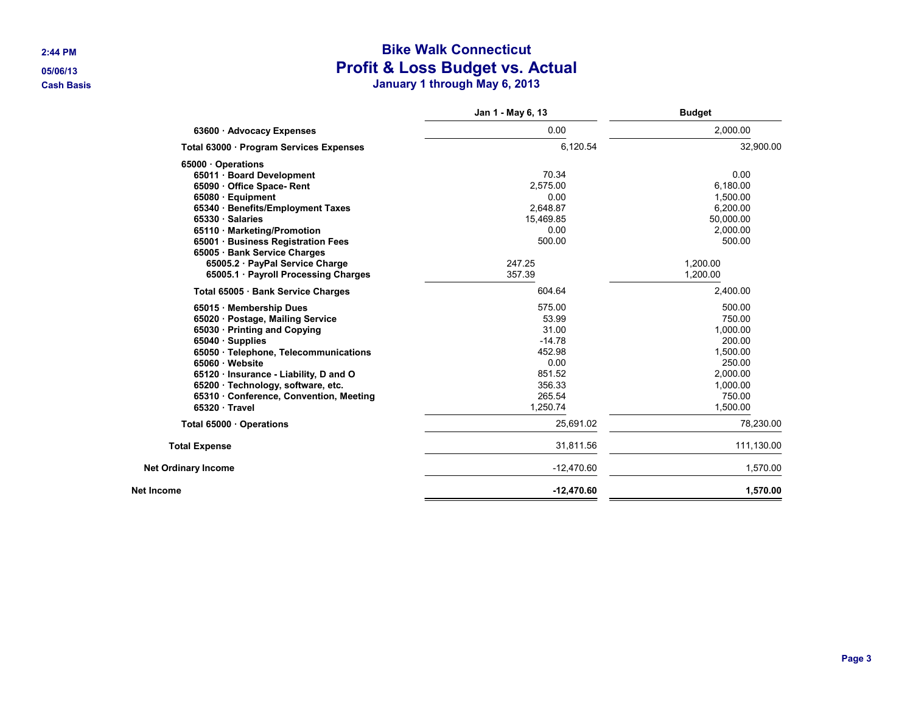# Bike Walk Connecticut

## Profit & Loss Budget vs. Actual

### January 1 through May 6, 2013

2:44 PM
05/06/13
Cash Basis

| | Jan 1 - May 6, 13 | Budget |
|---|---|---|
| 63600 · Advocacy Expenses | 0.00 | 2,000.00 |
| Total 63000 · Program Services Expenses | 6,120.54 | 32,900.00 |
| 65000 · Operations | | |
| 65011 · Board Development | 70.34 | 0.00 |
| 65090 · Office Space- Rent | 2,575.00 | 6,180.00 |
| 65080 · Equipment | 0.00 | 1,500.00 |
| 65340 · Benefits/Employment Taxes | 2,648.87 | 6,200.00 |
| 65330 · Salaries | 15,469.85 | 50,000.00 |
| 65110 · Marketing/Promotion | 0.00 | 2,000.00 |
| 65001 · Business Registration Fees | 500.00 | 500.00 |
| 65005 · Bank Service Charges | | |
| 65005.2 · PayPal Service Charge | 247.25 | 1,200.00 |
| 65005.1 · Payroll Processing Charges | 357.39 | 1,200.00 |
| Total 65005 · Bank Service Charges | 604.64 | 2,400.00 |
| 65015 · Membership Dues | 575.00 | 500.00 |
| 65020 · Postage, Mailing Service | 53.99 | 750.00 |
| 65030 · Printing and Copying | 31.00 | 1,000.00 |
| 65040 · Supplies | -14.78 | 200.00 |
| 65050 · Telephone, Telecommunications | 452.98 | 1,500.00 |
| 65060 · Website | 0.00 | 250.00 |
| 65120 · Insurance - Liability, D and O | 851.52 | 2,000.00 |
| 65200 · Technology, software, etc. | 356.33 | 1,000.00 |
| 65310 · Conference, Convention, Meeting | 265.54 | 750.00 |
| 65320 · Travel | 1,250.74 | 1,500.00 |
| Total 65000 · Operations | 25,691.02 | 78,230.00 |
| Total Expense | 31,811.56 | 111,130.00 |
| Net Ordinary Income | -12,470.60 | 1,570.00 |
| **Net Income** | **-12,470.60** | **1,570.00** |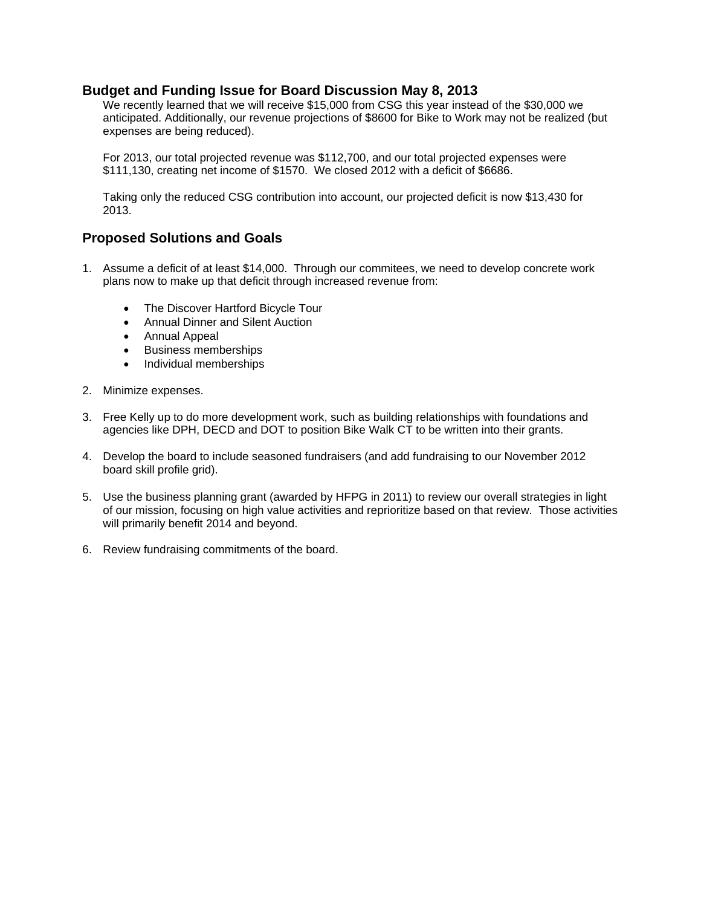## Budget and Funding Issue for Board Discussion May 8, 2013

We recently learned that we will receive $15,000 from CSG this year instead of the $30,000 we anticipated. Additionally, our revenue projections of $8600 for Bike to Work may not be realized (but expenses are being reduced).

For 2013, our total projected revenue was $112,700, and our total projected expenses were $111,130, creating net income of $1570. We closed 2012 with a deficit of $6686.

Taking only the reduced CSG contribution into account, our projected deficit is now $13,430 for 2013.

## Proposed Solutions and Goals

1. Assume a deficit of at least $14,000. Through our commitees, we need to develop concrete work plans now to make up that deficit through increased revenue from:

   - The Discover Hartford Bicycle Tour
   - Annual Dinner and Silent Auction
   - Annual Appeal
   - Business memberships
   - Individual memberships

2. Minimize expenses.

3. Free Kelly up to do more development work, such as building relationships with foundations and agencies like DPH, DECD and DOT to position Bike Walk CT to be written into their grants.

4. Develop the board to include seasoned fundraisers (and add fundraising to our November 2012 board skill profile grid).

5. Use the business planning grant (awarded by HFPG in 2011) to review our overall strategies in light of our mission, focusing on high value activities and reprioritize based on that review. Those activities will primarily benefit 2014 and beyond.

6. Review fundraising commitments of the board.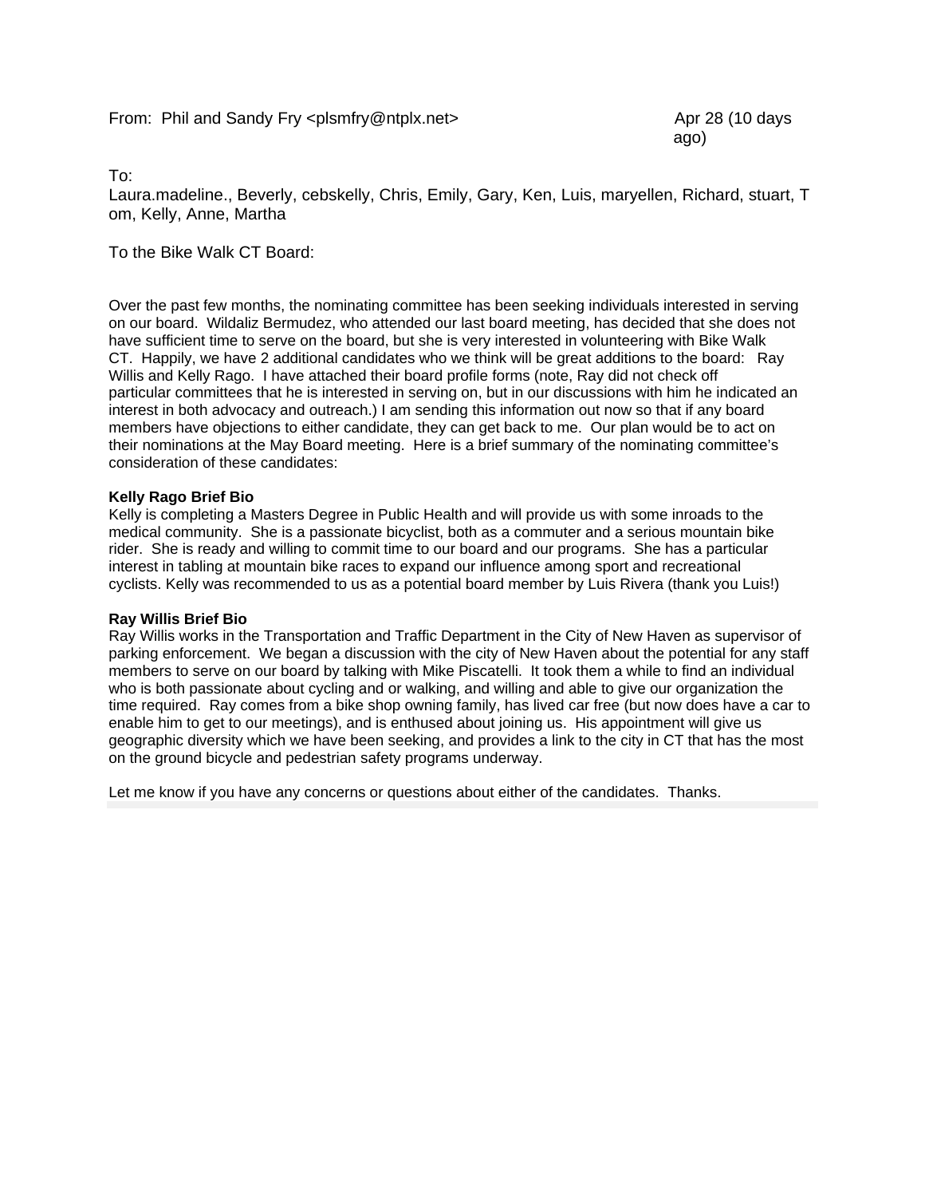From: Phil and Sandy Fry <plsmfry@ntplx.net> Apr 28 (10 days ago)

To:
Laura.madeline., Beverly, cebskelly, Chris, Emily, Gary, Ken, Luis, maryellen, Richard, stuart, Tom, Kelly, Anne, Martha

To the Bike Walk CT Board:

Over the past few months, the nominating committee has been seeking individuals interested in serving on our board. Wildaliz Bermudez, who attended our last board meeting, has decided that she does not have sufficient time to serve on the board, but she is very interested in volunteering with Bike Walk CT. Happily, we have 2 additional candidates who we think will be great additions to the board: Ray Willis and Kelly Rago. I have attached their board profile forms (note, Ray did not check off particular committees that he is interested in serving on, but in our discussions with him he indicated an interest in both advocacy and outreach.) I am sending this information out now so that if any board members have objections to either candidate, they can get back to me. Our plan would be to act on their nominations at the May Board meeting. Here is a brief summary of the nominating committee's consideration of these candidates:

**Kelly Rago Brief Bio**
Kelly is completing a Masters Degree in Public Health and will provide us with some inroads to the medical community. She is a passionate bicyclist, both as a commuter and a serious mountain bike rider. She is ready and willing to commit time to our board and our programs. She has a particular interest in tabling at mountain bike races to expand our influence among sport and recreational cyclists. Kelly was recommended to us as a potential board member by Luis Rivera (thank you Luis!)

**Ray Willis Brief Bio**
Ray Willis works in the Transportation and Traffic Department in the City of New Haven as supervisor of parking enforcement. We began a discussion with the city of New Haven about the potential for any staff members to serve on our board by talking with Mike Piscatelli. It took them a while to find an individual who is both passionate about cycling and or walking, and willing and able to give our organization the time required. Ray comes from a bike shop owning family, has lived car free (but now does have a car to enable him to get to our meetings), and is enthused about joining us. His appointment will give us geographic diversity which we have been seeking, and provides a link to the city in CT that has the most on the ground bicycle and pedestrian safety programs underway.

Let me know if you have any concerns or questions about either of the candidates. Thanks.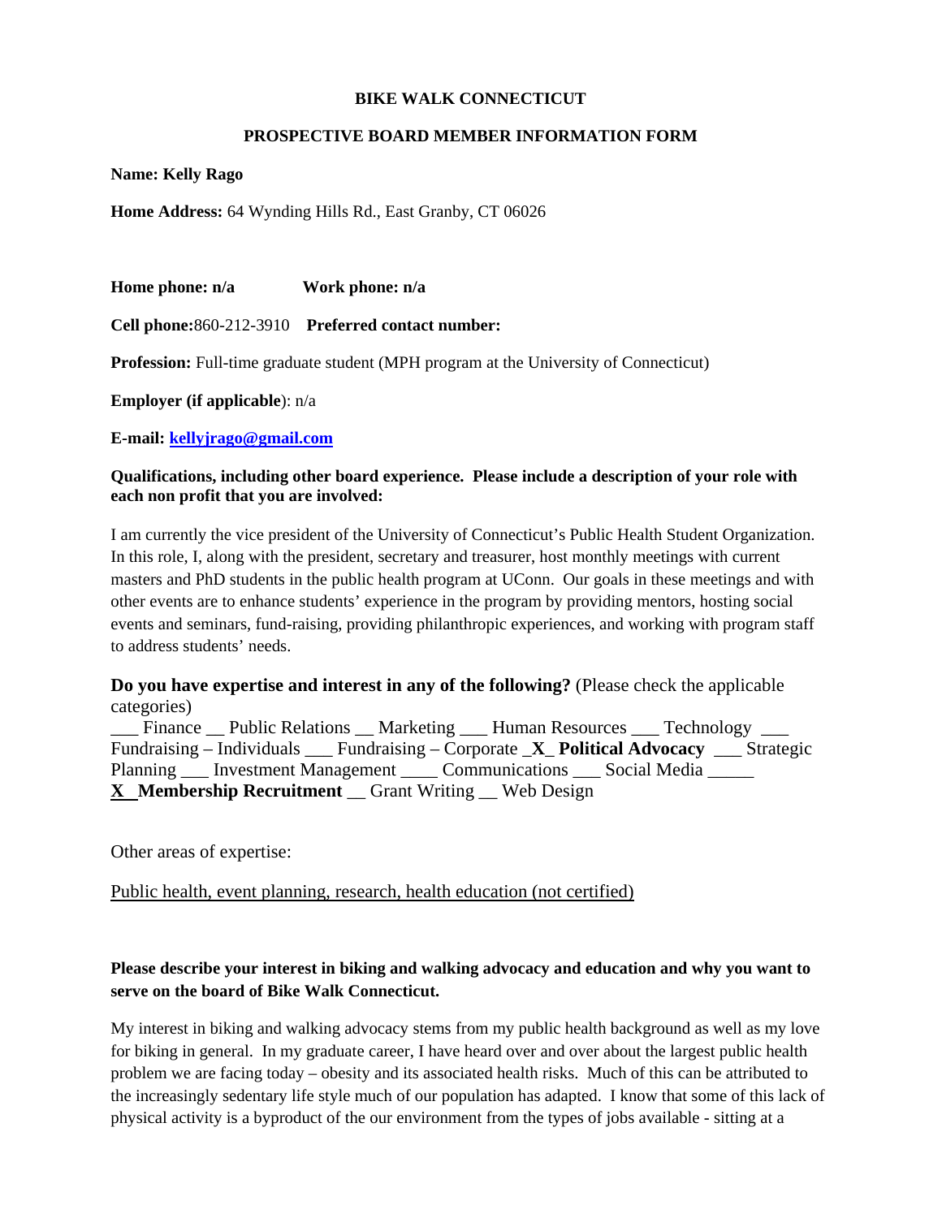**BIKE WALK CONNECTICUT**

**PROSPECTIVE BOARD MEMBER INFORMATION FORM**

**Name: Kelly Rago**

**Home Address:** 64 Wynding Hills Rd., East Granby, CT 06026

**Home phone: n/a** **Work phone: n/a**

**Cell phone:**860-212-3910 **Preferred contact number:**

**Profession:** Full-time graduate student (MPH program at the University of Connecticut)

**Employer (if applicable**): n/a

**E-mail: kellyjrago@gmail.com**

**Qualifications, including other board experience. Please include a description of your role with each non profit that you are involved:**

I am currently the vice president of the University of Connecticut's Public Health Student Organization. In this role, I, along with the president, secretary and treasurer, host monthly meetings with current masters and PhD students in the public health program at UConn. Our goals in these meetings and with other events are to enhance students' experience in the program by providing mentors, hosting social events and seminars, fund-raising, providing philanthropic experiences, and working with program staff to address students' needs.

**Do you have expertise and interest in any of the following?** (Please check the applicable categories)
___ Finance __ Public Relations __ Marketing ___ Human Resources ___ Technology ___ Fundraising – Individuals ___ Fundraising – Corporate _X_ **Political Advocacy** ___ Strategic Planning ___ Investment Management ____ Communications ___ Social Media _____ X **Membership Recruitment** __ Grant Writing __ Web Design

Other areas of expertise:

Public health, event planning, research, health education (not certified)

**Please describe your interest in biking and walking advocacy and education and why you want to serve on the board of Bike Walk Connecticut.**

My interest in biking and walking advocacy stems from my public health background as well as my love for biking in general. In my graduate career, I have heard over and over about the largest public health problem we are facing today – obesity and its associated health risks. Much of this can be attributed to the increasingly sedentary life style much of our population has adapted. I know that some of this lack of physical activity is a byproduct of the our environment from the types of jobs available - sitting at a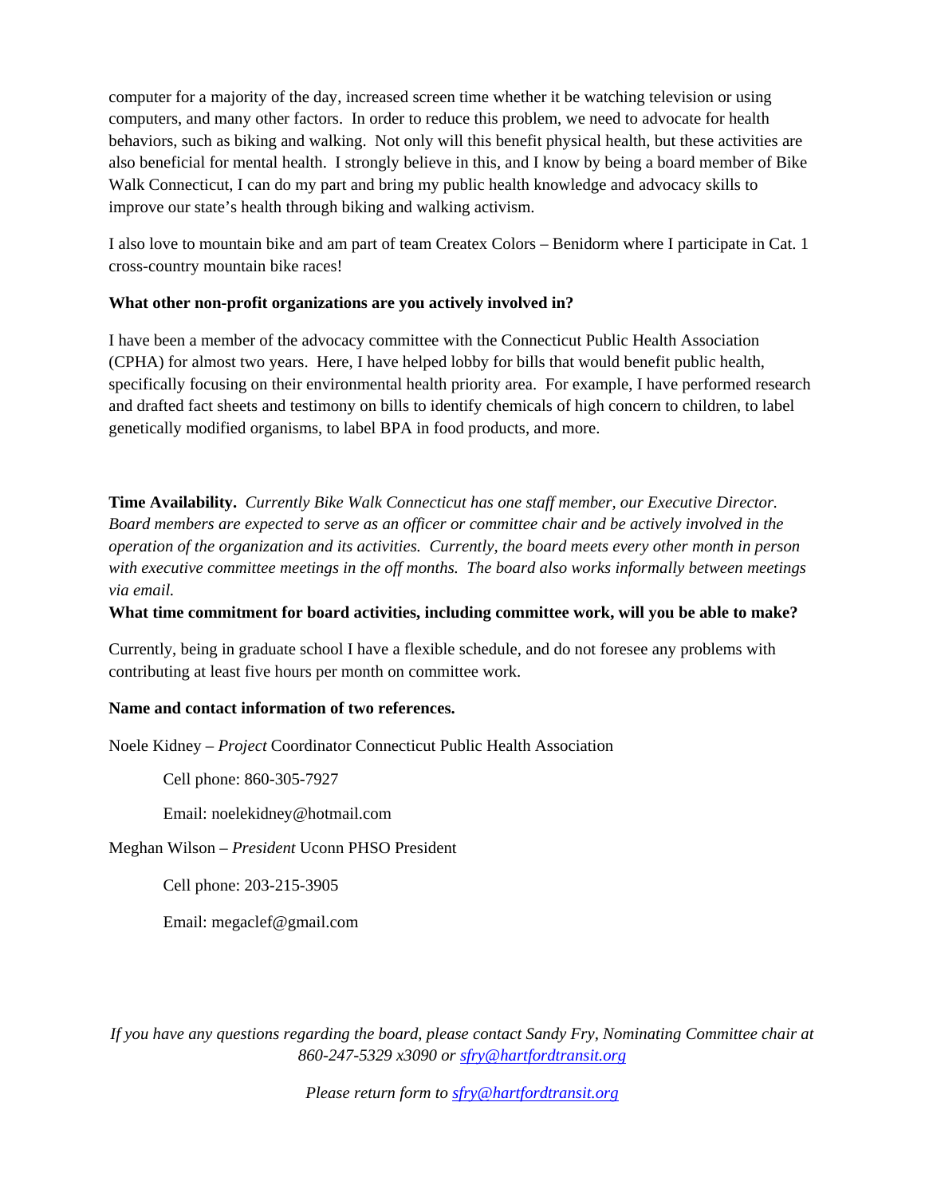computer for a majority of the day, increased screen time whether it be watching television or using computers, and many other factors. In order to reduce this problem, we need to advocate for health behaviors, such as biking and walking. Not only will this benefit physical health, but these activities are also beneficial for mental health. I strongly believe in this, and I know by being a board member of Bike Walk Connecticut, I can do my part and bring my public health knowledge and advocacy skills to improve our state's health through biking and walking activism.

I also love to mountain bike and am part of team Createx Colors – Benidorm where I participate in Cat. 1 cross-country mountain bike races!

**What other non-profit organizations are you actively involved in?**

I have been a member of the advocacy committee with the Connecticut Public Health Association (CPHA) for almost two years. Here, I have helped lobby for bills that would benefit public health, specifically focusing on their environmental health priority area. For example, I have performed research and drafted fact sheets and testimony on bills to identify chemicals of high concern to children, to label genetically modified organisms, to label BPA in food products, and more.

**Time Availability.** *Currently Bike Walk Connecticut has one staff member, our Executive Director. Board members are expected to serve as an officer or committee chair and be actively involved in the operation of the organization and its activities. Currently, the board meets every other month in person with executive committee meetings in the off months. The board also works informally between meetings via email.*

**What time commitment for board activities, including committee work, will you be able to make?**

Currently, being in graduate school I have a flexible schedule, and do not foresee any problems with contributing at least five hours per month on committee work.

**Name and contact information of two references.**

Noele Kidney – *Project* Coordinator Connecticut Public Health Association

Cell phone: 860-305-7927

Email: noelekidney@hotmail.com

Meghan Wilson – *President* Uconn PHSO President

Cell phone: 203-215-3905

Email: megaclef@gmail.com

*If you have any questions regarding the board, please contact Sandy Fry, Nominating Committee chair at 860-247-5329 x3090 or sfry@hartfordtransit.org*

*Please return form to sfry@hartfordtransit.org*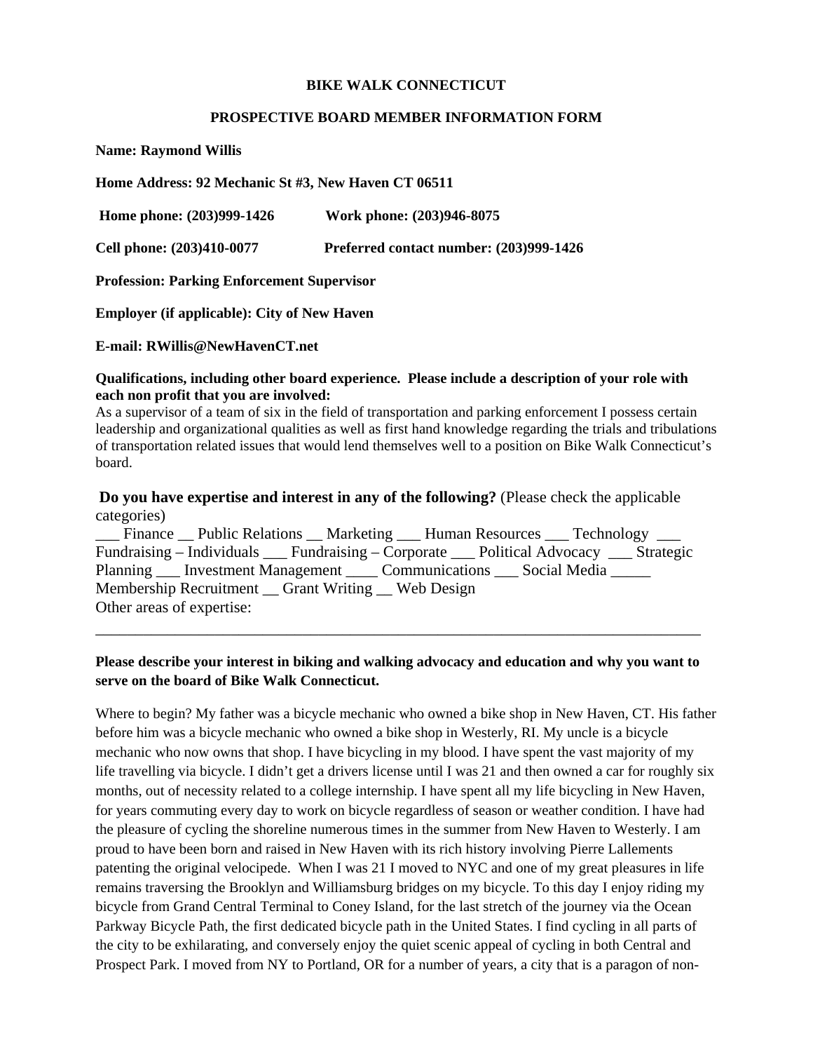**BIKE WALK CONNECTICUT**

**PROSPECTIVE BOARD MEMBER INFORMATION FORM**

**Name: Raymond Willis**

**Home Address: 92 Mechanic St #3, New Haven CT 06511**

**Home phone: (203)999-1426 Work phone: (203)946-8075**

**Cell phone: (203)410-0077 Preferred contact number: (203)999-1426**

**Profession: Parking Enforcement Supervisor**

**Employer (if applicable): City of New Haven**

**E-mail: RWillis@NewHavenCT.net**

**Qualifications, including other board experience. Please include a description of your role with each non profit that you are involved:**
As a supervisor of a team of six in the field of transportation and parking enforcement I possess certain leadership and organizational qualities as well as first hand knowledge regarding the trials and tribulations of transportation related issues that would lend themselves well to a position on Bike Walk Connecticut's board.

**Do you have expertise and interest in any of the following?** (Please check the applicable categories)
___ Finance __ Public Relations __ Marketing ___ Human Resources ___ Technology ___ Fundraising – Individuals ___ Fundraising – Corporate ___ Political Advocacy ___ Strategic Planning ___ Investment Management ____ Communications ___ Social Media _____ Membership Recruitment __ Grant Writing __ Web Design
Other areas of expertise:
_____________________________________________________________________________

**Please describe your interest in biking and walking advocacy and education and why you want to serve on the board of Bike Walk Connecticut.**

Where to begin? My father was a bicycle mechanic who owned a bike shop in New Haven, CT. His father before him was a bicycle mechanic who owned a bike shop in Westerly, RI. My uncle is a bicycle mechanic who now owns that shop. I have bicycling in my blood. I have spent the vast majority of my life travelling via bicycle. I didn't get a drivers license until I was 21 and then owned a car for roughly six months, out of necessity related to a college internship. I have spent all my life bicycling in New Haven, for years commuting every day to work on bicycle regardless of season or weather condition. I have had the pleasure of cycling the shoreline numerous times in the summer from New Haven to Westerly. I am proud to have been born and raised in New Haven with its rich history involving Pierre Lallements patenting the original velocipede. When I was 21 I moved to NYC and one of my great pleasures in life remains traversing the Brooklyn and Williamsburg bridges on my bicycle. To this day I enjoy riding my bicycle from Grand Central Terminal to Coney Island, for the last stretch of the journey via the Ocean Parkway Bicycle Path, the first dedicated bicycle path in the United States. I find cycling in all parts of the city to be exhilarating, and conversely enjoy the quiet scenic appeal of cycling in both Central and Prospect Park. I moved from NY to Portland, OR for a number of years, a city that is a paragon of non-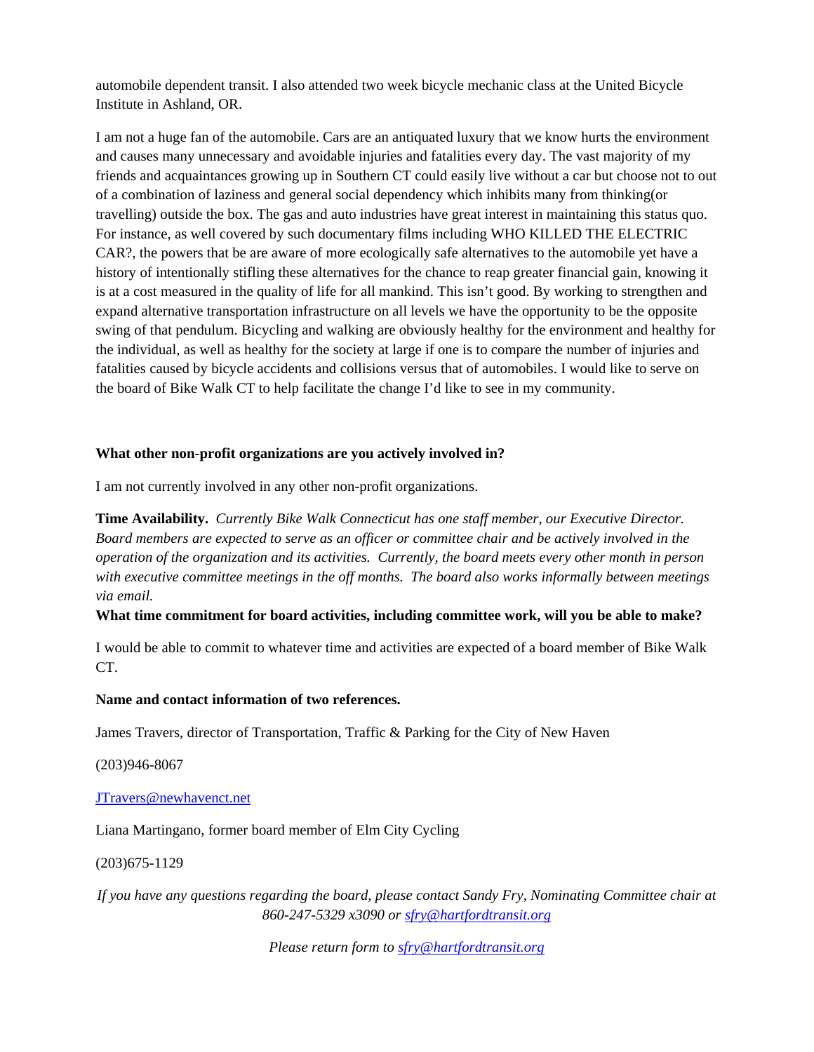automobile dependent transit. I also attended two week bicycle mechanic class at the United Bicycle Institute in Ashland, OR.

I am not a huge fan of the automobile. Cars are an antiquated luxury that we know hurts the environment and causes many unnecessary and avoidable injuries and fatalities every day. The vast majority of my friends and acquaintances growing up in Southern CT could easily live without a car but choose not to out of a combination of laziness and general social dependency which inhibits many from thinking(or travelling) outside the box. The gas and auto industries have great interest in maintaining this status quo. For instance, as well covered by such documentary films including WHO KILLED THE ELECTRIC CAR?, the powers that be are aware of more ecologically safe alternatives to the automobile yet have a history of intentionally stifling these alternatives for the chance to reap greater financial gain, knowing it is at a cost measured in the quality of life for all mankind. This isn't good. By working to strengthen and expand alternative transportation infrastructure on all levels we have the opportunity to be the opposite swing of that pendulum. Bicycling and walking are obviously healthy for the environment and healthy for the individual, as well as healthy for the society at large if one is to compare the number of injuries and fatalities caused by bicycle accidents and collisions versus that of automobiles. I would like to serve on the board of Bike Walk CT to help facilitate the change I'd like to see in my community.

**What other non-profit organizations are you actively involved in?**

I am not currently involved in any other non-profit organizations.

**Time Availability.** *Currently Bike Walk Connecticut has one staff member, our Executive Director. Board members are expected to serve as an officer or committee chair and be actively involved in the operation of the organization and its activities. Currently, the board meets every other month in person with executive committee meetings in the off months. The board also works informally between meetings via email.*

**What time commitment for board activities, including committee work, will you be able to make?**

I would be able to commit to whatever time and activities are expected of a board member of Bike Walk CT.

**Name and contact information of two references.**

James Travers, director of Transportation, Traffic & Parking for the City of New Haven

(203)946-8067

JTravers@newhavenct.net

Liana Martingano, former board member of Elm City Cycling

(203)675-1129

*If you have any questions regarding the board, please contact Sandy Fry, Nominating Committee chair at 860-247-5329 x3090 or sfry@hartfordtransit.org*

*Please return form to sfry@hartfordtransit.org*